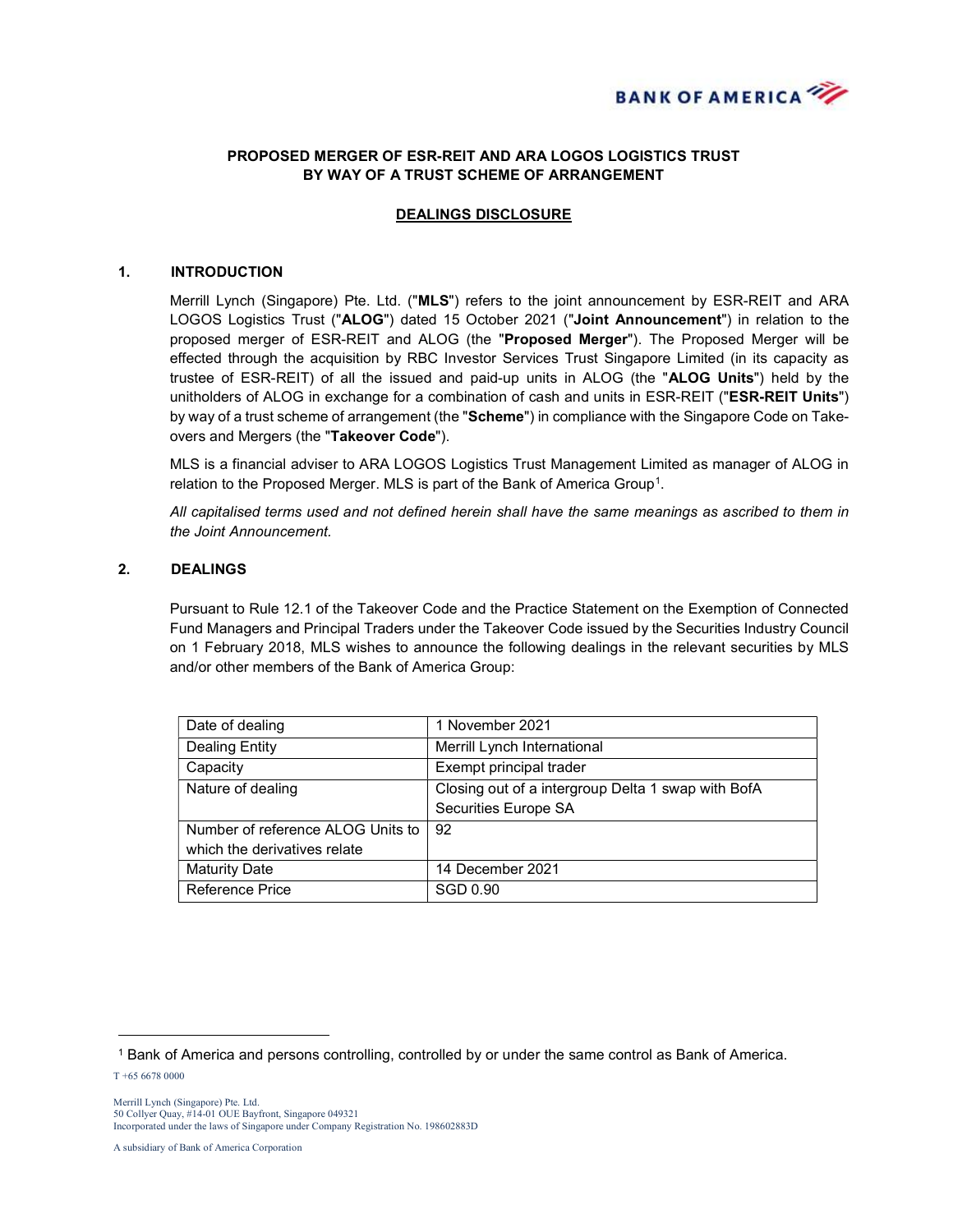**BANK OF AMERICA**

**PROPOSED MERGER OF ESR-REIT AND ARA LOGOS LOGISTICS TRUST BY WAY OF A TRUST SCHEME OF ARRANGEMENT**

**DEALINGS DISCLOSURE**

## 1. INTRODUCTION

Merrill Lynch (Singapore) Pte. Ltd. ("**MLS**") refers to the joint announcement by ESR-REIT and ARA LOGOS Logistics Trust ("**ALOG**") dated 15 October 2021 ("**Joint Announcement**") in relation to the proposed merger of ESR-REIT and ALOG (the "**Proposed Merger**"). The Proposed Merger will be effected through the acquisition by RBC Investor Services Trust Singapore Limited (in its capacity as trustee of ESR-REIT) of all the issued and paid-up units in ALOG (the "**ALOG Units**") held by the unitholders of ALOG in exchange for a combination of cash and units in ESR-REIT ("**ESR-REIT Units**") by way of a trust scheme of arrangement (the "**Scheme**") in compliance with the Singapore Code on Take-overs and Mergers (the "**Takeover Code**").

MLS is a financial adviser to ARA LOGOS Logistics Trust Management Limited as manager of ALOG in relation to the Proposed Merger. MLS is part of the Bank of America Group[1].

*All capitalised terms used and not defined herein shall have the same meanings as ascribed to them in the Joint Announcement.*

## 2. DEALINGS

Pursuant to Rule 12.1 of the Takeover Code and the Practice Statement on the Exemption of Connected Fund Managers and Principal Traders under the Takeover Code issued by the Securities Industry Council on 1 February 2018, MLS wishes to announce the following dealings in the relevant securities by MLS and/or other members of the Bank of America Group:

| | |
|---|---|
| Date of dealing | 1 November 2021 |
| Dealing Entity | Merrill Lynch International |
| Capacity | Exempt principal trader |
| Nature of dealing | Closing out of a intergroup Delta 1 swap with BofA Securities Europe SA |
| Number of reference ALOG Units to which the derivatives relate | 92 |
| Maturity Date | 14 December 2021 |
| Reference Price | SGD 0.90 |

[1] Bank of America and persons controlling, controlled by or under the same control as Bank of America.

T +65 6678 0000

Merrill Lynch (Singapore) Pte. Ltd.
50 Collyer Quay, #14-01 OUE Bayfront, Singapore 049321
Incorporated under the laws of Singapore under Company Registration No. 198602883D

A subsidiary of Bank of America Corporation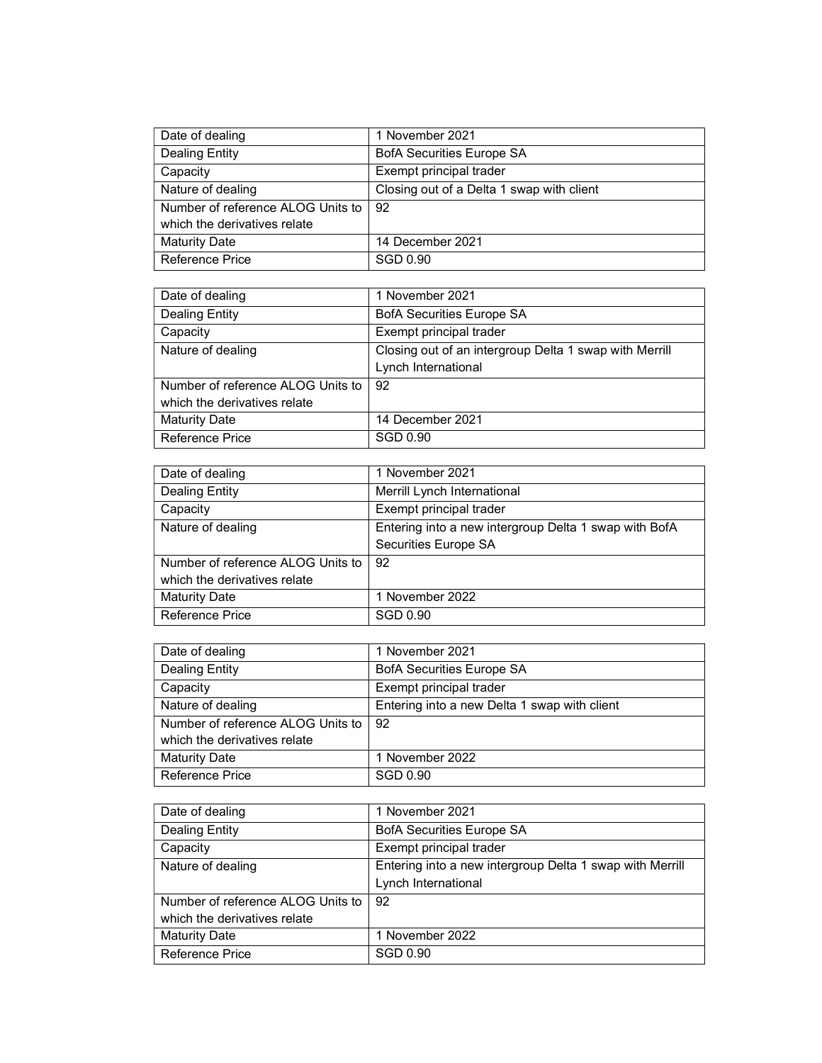| Date of dealing | 1 November 2021 |
|---|---|
| Dealing Entity | BofA Securities Europe SA |
| Capacity | Exempt principal trader |
| Nature of dealing | Closing out of a Delta 1 swap with client |
| Number of reference ALOG Units to which the derivatives relate | 92 |
| Maturity Date | 14 December 2021 |
| Reference Price | SGD 0.90 |

| Date of dealing | 1 November 2021 |
|---|---|
| Dealing Entity | BofA Securities Europe SA |
| Capacity | Exempt principal trader |
| Nature of dealing | Closing out of an intergroup Delta 1 swap with Merrill Lynch International |
| Number of reference ALOG Units to which the derivatives relate | 92 |
| Maturity Date | 14 December 2021 |
| Reference Price | SGD 0.90 |

| Date of dealing | 1 November 2021 |
|---|---|
| Dealing Entity | Merrill Lynch International |
| Capacity | Exempt principal trader |
| Nature of dealing | Entering into a new intergroup Delta 1 swap with BofA Securities Europe SA |
| Number of reference ALOG Units to which the derivatives relate | 92 |
| Maturity Date | 1 November 2022 |
| Reference Price | SGD 0.90 |

| Date of dealing | 1 November 2021 |
|---|---|
| Dealing Entity | BofA Securities Europe SA |
| Capacity | Exempt principal trader |
| Nature of dealing | Entering into a new Delta 1 swap with client |
| Number of reference ALOG Units to which the derivatives relate | 92 |
| Maturity Date | 1 November 2022 |
| Reference Price | SGD 0.90 |

| Date of dealing | 1 November 2021 |
|---|---|
| Dealing Entity | BofA Securities Europe SA |
| Capacity | Exempt principal trader |
| Nature of dealing | Entering into a new intergroup Delta 1 swap with Merrill Lynch International |
| Number of reference ALOG Units to which the derivatives relate | 92 |
| Maturity Date | 1 November 2022 |
| Reference Price | SGD 0.90 |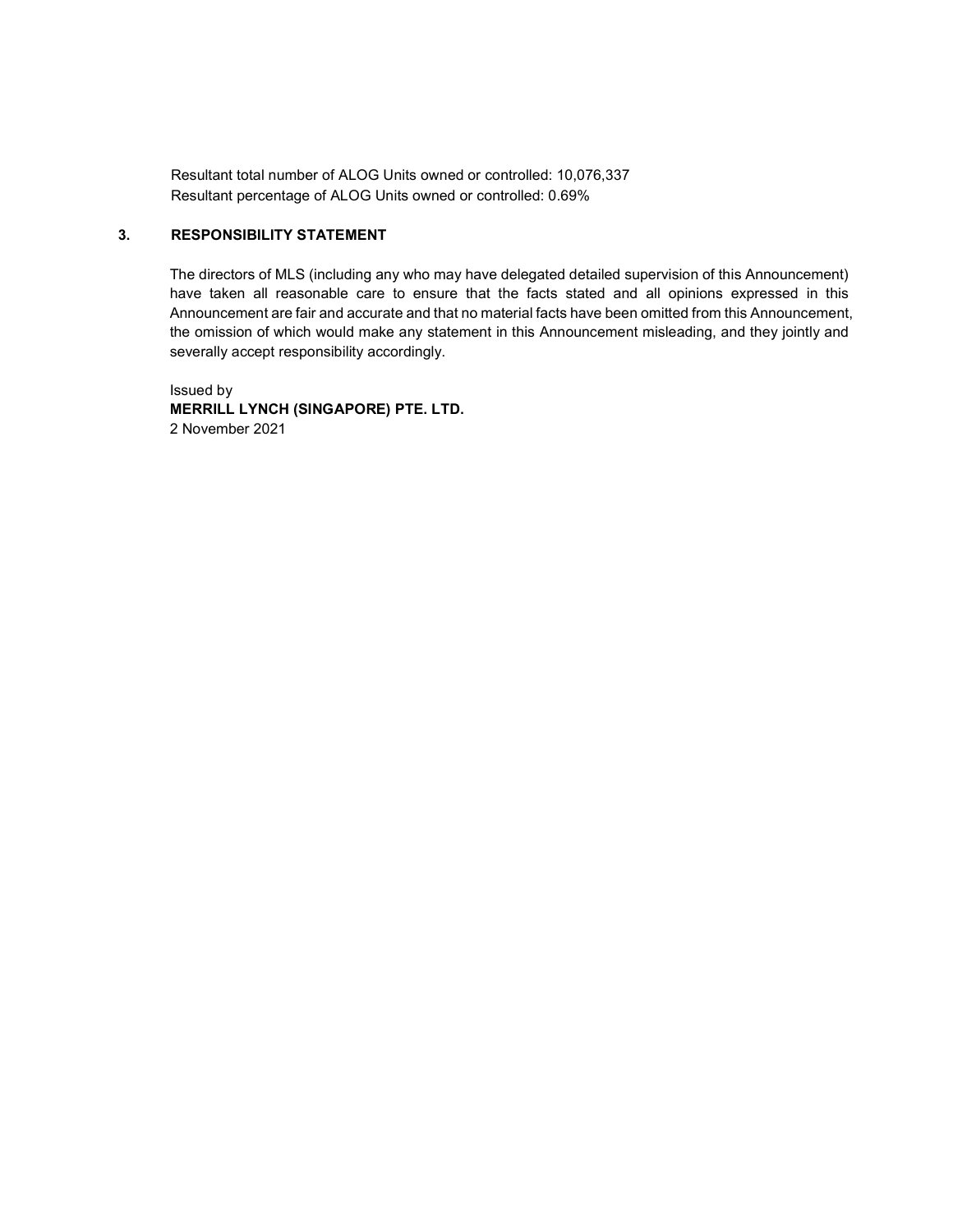Resultant total number of ALOG Units owned or controlled: 10,076,337
Resultant percentage of ALOG Units owned or controlled: 0.69%

## 3. RESPONSIBILITY STATEMENT

The directors of MLS (including any who may have delegated detailed supervision of this Announcement) have taken all reasonable care to ensure that the facts stated and all opinions expressed in this Announcement are fair and accurate and that no material facts have been omitted from this Announcement, the omission of which would make any statement in this Announcement misleading, and they jointly and severally accept responsibility accordingly.

Issued by
**MERRILL LYNCH (SINGAPORE) PTE. LTD.**
2 November 2021